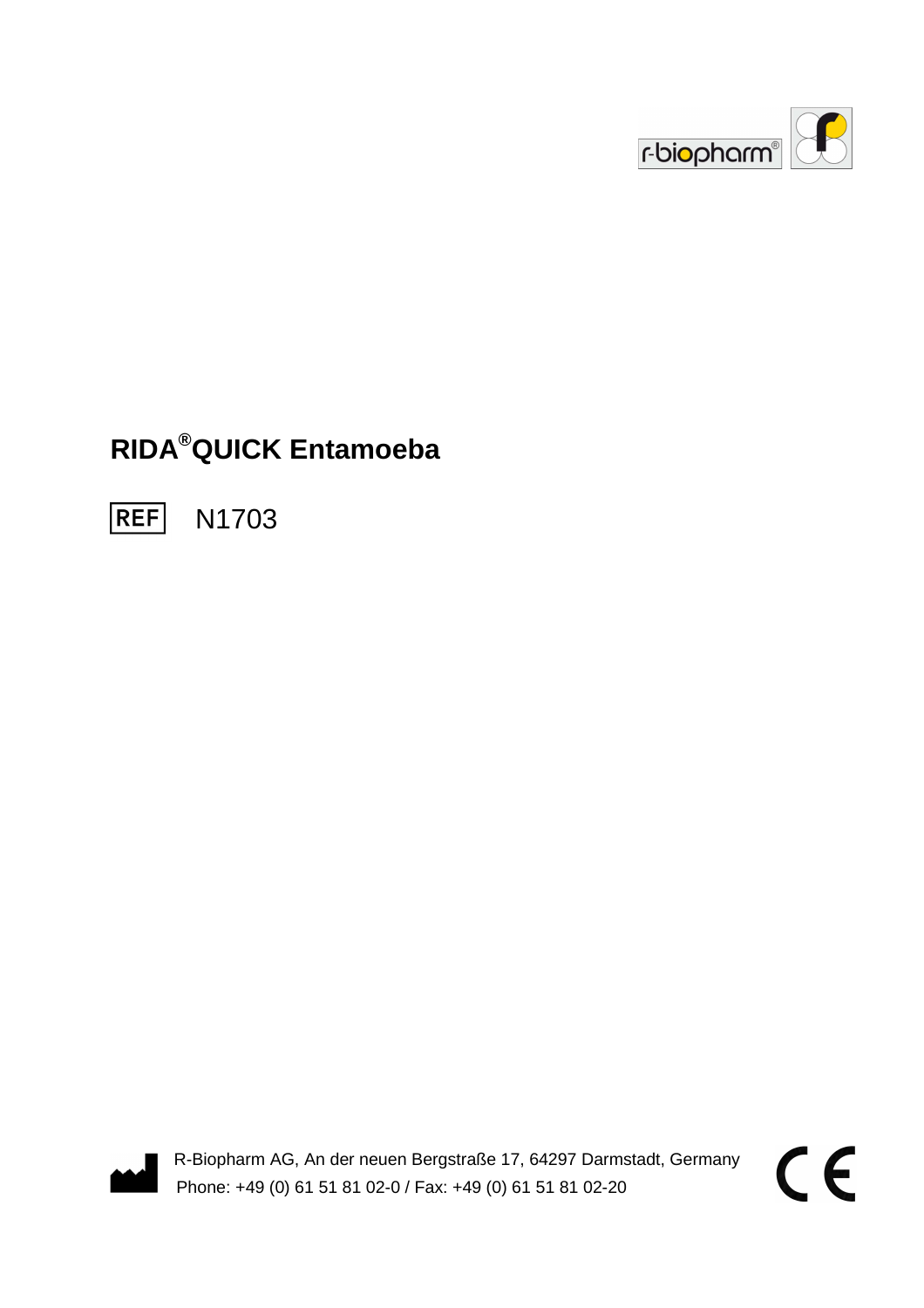# RIDA®QUICK Entamoeba

REF N1703

R-Biopharm AG, An der neuen Bergstraße 17, 64297 Darmstadt, Germany
Phone: +49 (0) 61 51 81 02-0 / Fax: +49 (0) 61 51 81 02-20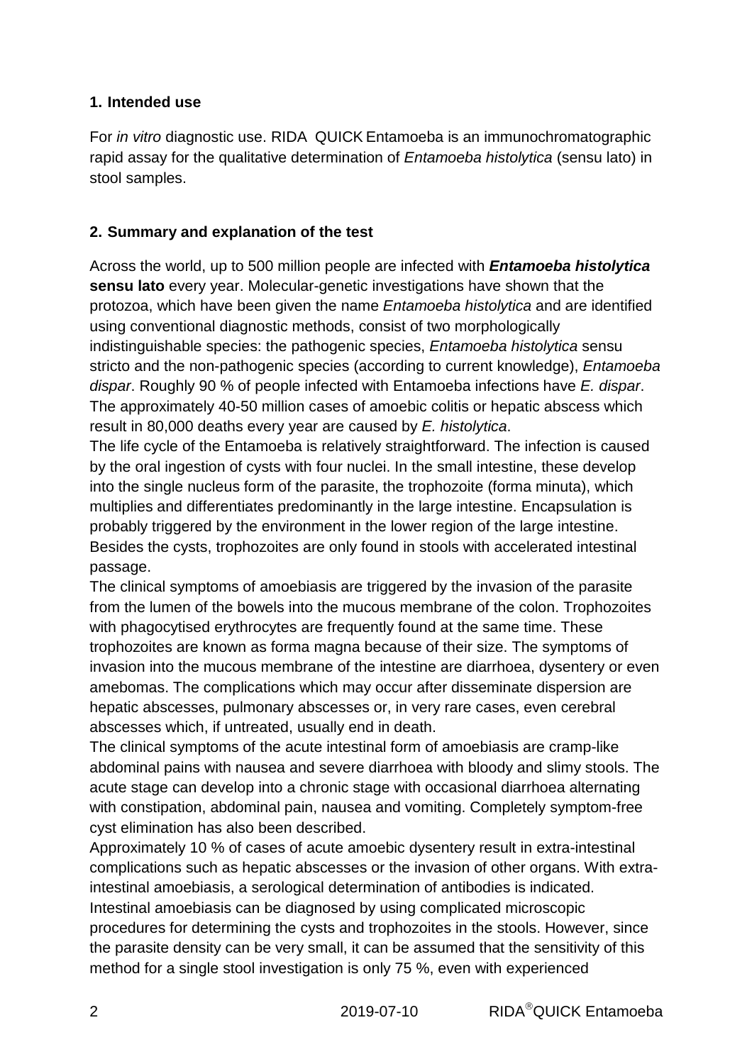## 1. Intended use

For *in vitro* diagnostic use. RIDA QUICK Entamoeba is an immunochromatographic rapid assay for the qualitative determination of *Entamoeba histolytica* (sensu lato) in stool samples.

## 2. Summary and explanation of the test

Across the world, up to 500 million people are infected with ***Entamoeba histolytica* sensu lato** every year. Molecular-genetic investigations have shown that the protozoa, which have been given the name *Entamoeba histolytica* and are identified using conventional diagnostic methods, consist of two morphologically indistinguishable species: the pathogenic species, *Entamoeba histolytica* sensu stricto and the non-pathogenic species (according to current knowledge), *Entamoeba dispar*. Roughly 90 % of people infected with Entamoeba infections have *E. dispar*. The approximately 40-50 million cases of amoebic colitis or hepatic abscess which result in 80,000 deaths every year are caused by *E. histolytica*.

The life cycle of the Entamoeba is relatively straightforward. The infection is caused by the oral ingestion of cysts with four nuclei. In the small intestine, these develop into the single nucleus form of the parasite, the trophozoite (forma minuta), which multiplies and differentiates predominantly in the large intestine. Encapsulation is probably triggered by the environment in the lower region of the large intestine. Besides the cysts, trophozoites are only found in stools with accelerated intestinal passage.

The clinical symptoms of amoebiasis are triggered by the invasion of the parasite from the lumen of the bowels into the mucous membrane of the colon. Trophozoites with phagocytised erythrocytes are frequently found at the same time. These trophozoites are known as forma magna because of their size. The symptoms of invasion into the mucous membrane of the intestine are diarrhoea, dysentery or even amebomas. The complications which may occur after disseminate dispersion are hepatic abscesses, pulmonary abscesses or, in very rare cases, even cerebral abscesses which, if untreated, usually end in death.

The clinical symptoms of the acute intestinal form of amoebiasis are cramp-like abdominal pains with nausea and severe diarrhoea with bloody and slimy stools. The acute stage can develop into a chronic stage with occasional diarrhoea alternating with constipation, abdominal pain, nausea and vomiting. Completely symptom-free cyst elimination has also been described.

Approximately 10 % of cases of acute amoebic dysentery result in extra-intestinal complications such as hepatic abscesses or the invasion of other organs. With extra-intestinal amoebiasis, a serological determination of antibodies is indicated.

Intestinal amoebiasis can be diagnosed by using complicated microscopic procedures for determining the cysts and trophozoites in the stools. However, since the parasite density can be very small, it can be assumed that the sensitivity of this method for a single stool investigation is only 75 %, even with experienced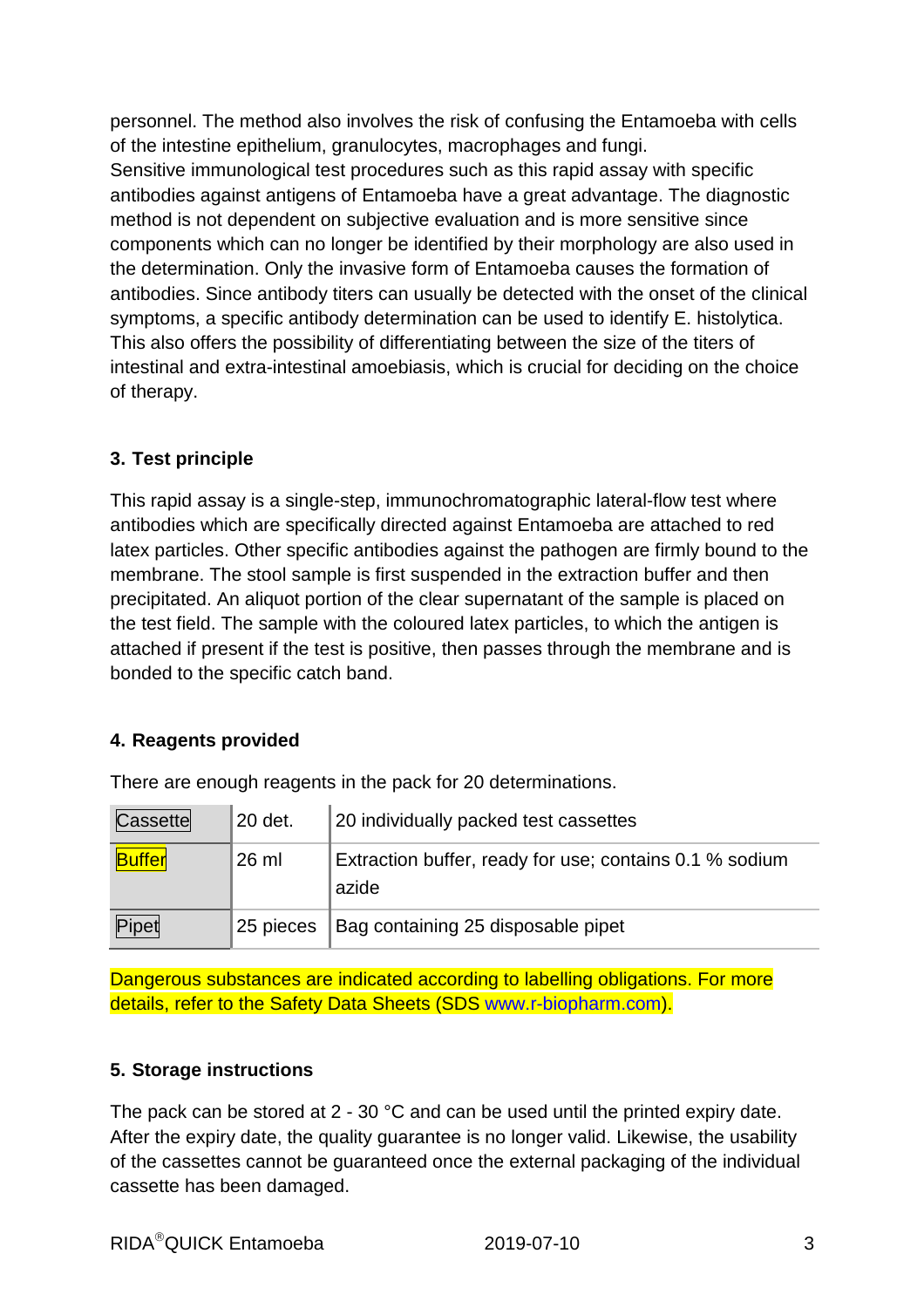personnel. The method also involves the risk of confusing the Entamoeba with cells of the intestine epithelium, granulocytes, macrophages and fungi.
Sensitive immunological test procedures such as this rapid assay with specific antibodies against antigens of Entamoeba have a great advantage. The diagnostic method is not dependent on subjective evaluation and is more sensitive since components which can no longer be identified by their morphology are also used in the determination. Only the invasive form of Entamoeba causes the formation of antibodies. Since antibody titers can usually be detected with the onset of the clinical symptoms, a specific antibody determination can be used to identify E. histolytica. This also offers the possibility of differentiating between the size of the titers of intestinal and extra-intestinal amoebiasis, which is crucial for deciding on the choice of therapy.

## 3. Test principle

This rapid assay is a single-step, immunochromatographic lateral-flow test where antibodies which are specifically directed against Entamoeba are attached to red latex particles. Other specific antibodies against the pathogen are firmly bound to the membrane. The stool sample is first suspended in the extraction buffer and then precipitated. An aliquot portion of the clear supernatant of the sample is placed on the test field. The sample with the coloured latex particles, to which the antigen is attached if present if the test is positive, then passes through the membrane and is bonded to the specific catch band.

## 4. Reagents provided

There are enough reagents in the pack for 20 determinations.

| | | |
|---|---|---|
| Cassette | 20 det. | 20 individually packed test cassettes |
| Buffer | 26 ml | Extraction buffer, ready for use; contains 0.1 % sodium azide |
| Pipet | 25 pieces | Bag containing 25 disposable pipet |

Dangerous substances are indicated according to labelling obligations. For more details, refer to the Safety Data Sheets (SDS www.r-biopharm.com).

## 5. Storage instructions

The pack can be stored at 2 - 30 °C and can be used until the printed expiry date. After the expiry date, the quality guarantee is no longer valid. Likewise, the usability of the cassettes cannot be guaranteed once the external packaging of the individual cassette has been damaged.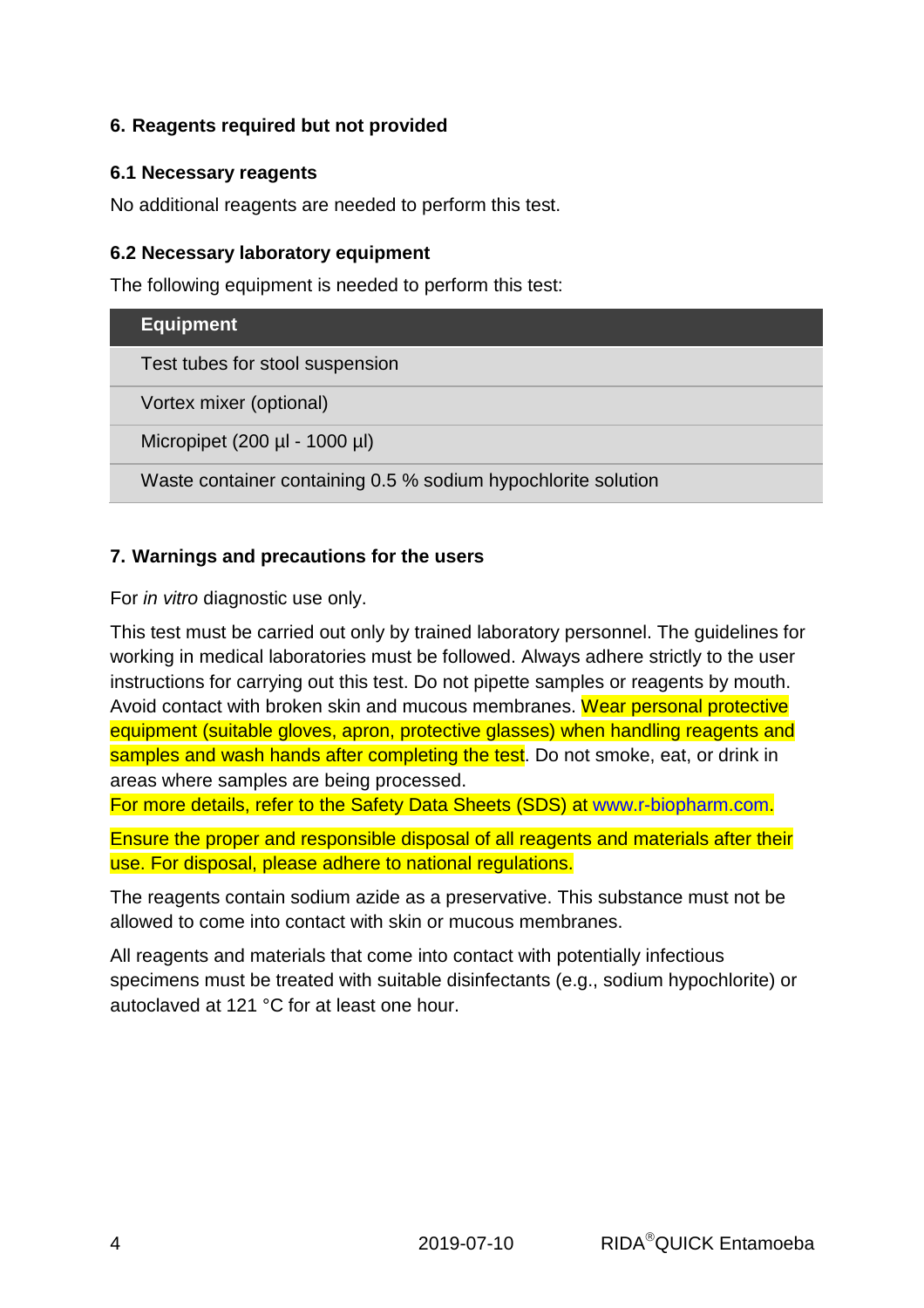## 6. Reagents required but not provided

### 6.1 Necessary reagents

No additional reagents are needed to perform this test.

### 6.2 Necessary laboratory equipment

The following equipment is needed to perform this test:

| Equipment |
| --- |
| Test tubes for stool suspension |
| Vortex mixer (optional) |
| Micropipet (200 µl - 1000 µl) |
| Waste container containing 0.5 % sodium hypochlorite solution |

## 7. Warnings and precautions for the users

For *in vitro* diagnostic use only.

This test must be carried out only by trained laboratory personnel. The guidelines for working in medical laboratories must be followed. Always adhere strictly to the user instructions for carrying out this test. Do not pipette samples or reagents by mouth. Avoid contact with broken skin and mucous membranes. Wear personal protective equipment (suitable gloves, apron, protective glasses) when handling reagents and samples and wash hands after completing the test. Do not smoke, eat, or drink in areas where samples are being processed.
For more details, refer to the Safety Data Sheets (SDS) at www.r-biopharm.com.

Ensure the proper and responsible disposal of all reagents and materials after their use. For disposal, please adhere to national regulations.

The reagents contain sodium azide as a preservative. This substance must not be allowed to come into contact with skin or mucous membranes.

All reagents and materials that come into contact with potentially infectious specimens must be treated with suitable disinfectants (e.g., sodium hypochlorite) or autoclaved at 121 °C for at least one hour.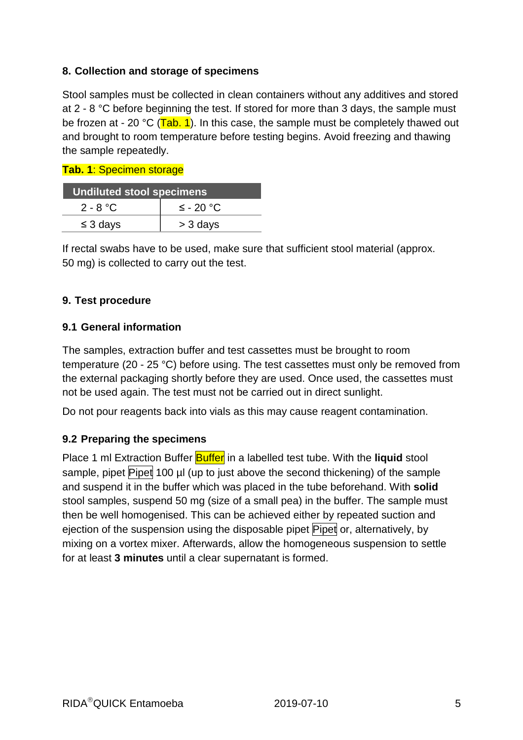## 8. Collection and storage of specimens

Stool samples must be collected in clean containers without any additives and stored at 2 - 8 °C before beginning the test. If stored for more than 3 days, the sample must be frozen at - 20 °C (Tab. 1). In this case, the sample must be completely thawed out and brought to room temperature before testing begins. Avoid freezing and thawing the sample repeatedly.

**Tab. 1**: Specimen storage

| Undiluted stool specimens | |
|---|---|
| 2 - 8 °C | ≤ - 20 °C |
| ≤ 3 days | > 3 days |

If rectal swabs have to be used, make sure that sufficient stool material (approx. 50 mg) is collected to carry out the test.

## 9. Test procedure

### 9.1 General information

The samples, extraction buffer and test cassettes must be brought to room temperature (20 - 25 °C) before using. The test cassettes must only be removed from the external packaging shortly before they are used. Once used, the cassettes must not be used again. The test must not be carried out in direct sunlight.

Do not pour reagents back into vials as this may cause reagent contamination.

### 9.2 Preparing the specimens

Place 1 ml Extraction Buffer Buffer in a labelled test tube. With the **liquid** stool sample, pipet Pipet 100 µl (up to just above the second thickening) of the sample and suspend it in the buffer which was placed in the tube beforehand. With **solid** stool samples, suspend 50 mg (size of a small pea) in the buffer. The sample must then be well homogenised. This can be achieved either by repeated suction and ejection of the suspension using the disposable pipet Pipet or, alternatively, by mixing on a vortex mixer. Afterwards, allow the homogeneous suspension to settle for at least **3 minutes** until a clear supernatant is formed.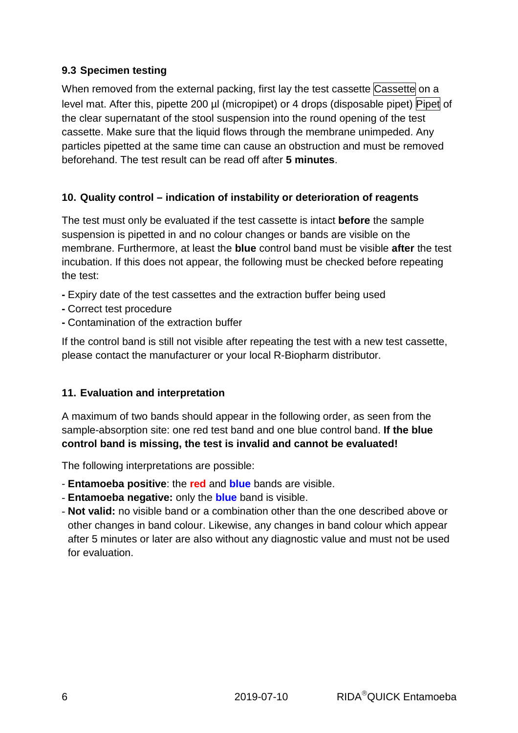### 9.3 Specimen testing

When removed from the external packing, first lay the test cassette Cassette on a level mat. After this, pipette 200 µl (micropipet) or 4 drops (disposable pipet) Pipet of the clear supernatant of the stool suspension into the round opening of the test cassette. Make sure that the liquid flows through the membrane unimpeded. Any particles pipetted at the same time can cause an obstruction and must be removed beforehand. The test result can be read off after **5 minutes**.

## 10. Quality control – indication of instability or deterioration of reagents

The test must only be evaluated if the test cassette is intact **before** the sample suspension is pipetted in and no colour changes or bands are visible on the membrane. Furthermore, at least the **blue** control band must be visible **after** the test incubation. If this does not appear, the following must be checked before repeating the test:

- Expiry date of the test cassettes and the extraction buffer being used
- Correct test procedure
- Contamination of the extraction buffer

If the control band is still not visible after repeating the test with a new test cassette, please contact the manufacturer or your local R-Biopharm distributor.

## 11. Evaluation and interpretation

A maximum of two bands should appear in the following order, as seen from the sample-absorption site: one red test band and one blue control band. **If the blue control band is missing, the test is invalid and cannot be evaluated!**

The following interpretations are possible:

- **Entamoeba positive**: the **red** and **blue** bands are visible.
- **Entamoeba negative:** only the **blue** band is visible.
- **Not valid:** no visible band or a combination other than the one described above or other changes in band colour. Likewise, any changes in band colour which appear after 5 minutes or later are also without any diagnostic value and must not be used for evaluation.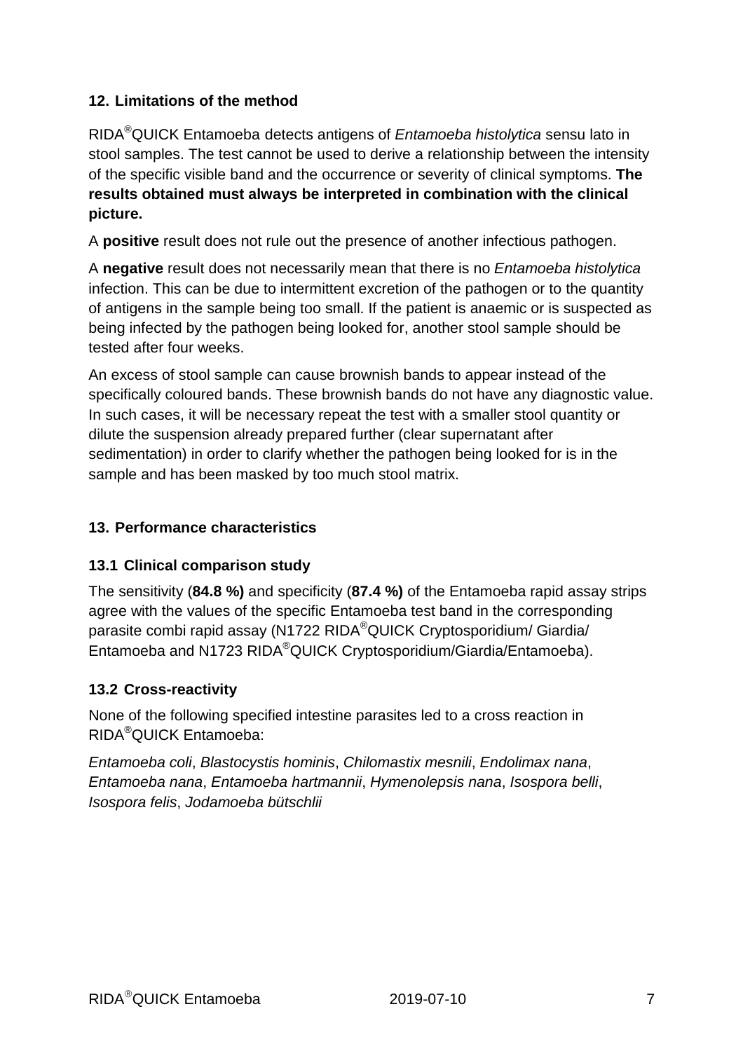## 12. Limitations of the method

RIDA®QUICK Entamoeba detects antigens of *Entamoeba histolytica* sensu lato in stool samples. The test cannot be used to derive a relationship between the intensity of the specific visible band and the occurrence or severity of clinical symptoms. **The results obtained must always be interpreted in combination with the clinical picture.**

A **positive** result does not rule out the presence of another infectious pathogen.

A **negative** result does not necessarily mean that there is no *Entamoeba histolytica* infection. This can be due to intermittent excretion of the pathogen or to the quantity of antigens in the sample being too small. If the patient is anaemic or is suspected as being infected by the pathogen being looked for, another stool sample should be tested after four weeks.

An excess of stool sample can cause brownish bands to appear instead of the specifically coloured bands. These brownish bands do not have any diagnostic value. In such cases, it will be necessary repeat the test with a smaller stool quantity or dilute the suspension already prepared further (clear supernatant after sedimentation) in order to clarify whether the pathogen being looked for is in the sample and has been masked by too much stool matrix.

## 13. Performance characteristics

### 13.1 Clinical comparison study

The sensitivity (**84.8 %)** and specificity (**87.4 %)** of the Entamoeba rapid assay strips agree with the values of the specific Entamoeba test band in the corresponding parasite combi rapid assay (N1722 RIDA®QUICK Cryptosporidium/ Giardia/ Entamoeba and N1723 RIDA®QUICK Cryptosporidium/Giardia/Entamoeba).

### 13.2 Cross-reactivity

None of the following specified intestine parasites led to a cross reaction in RIDA®QUICK Entamoeba:

*Entamoeba coli*, *Blastocystis hominis*, *Chilomastix mesnili*, *Endolimax nana*, *Entamoeba nana*, *Entamoeba hartmannii*, *Hymenolepsis nana*, *Isospora belli*, *Isospora felis*, *Jodamoeba bütschlii*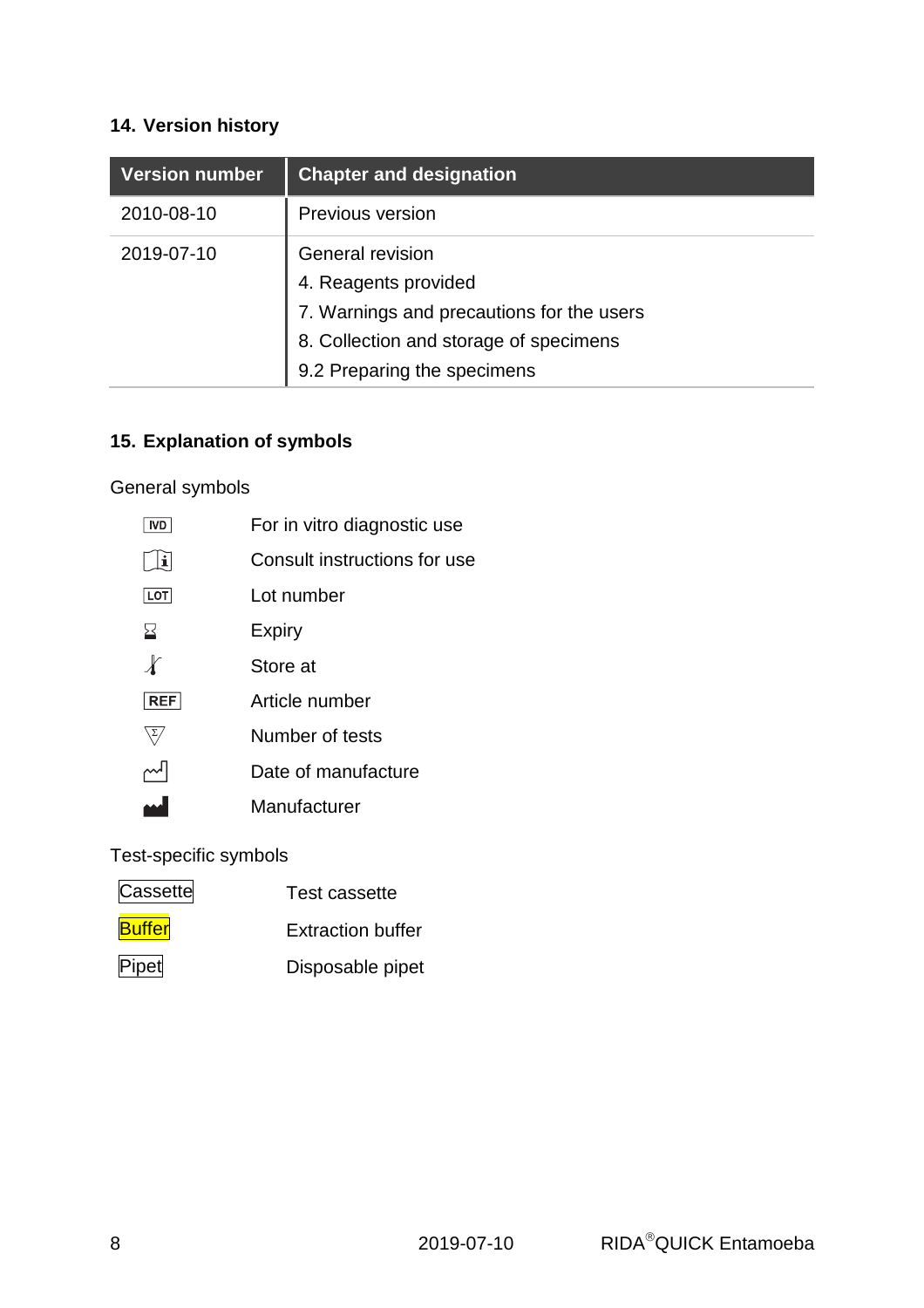## 14. Version history

| Version number | Chapter and designation |
| --- | --- |
| 2010-08-10 | Previous version |
| 2019-07-10 | General revision<br>4. Reagents provided<br>7. Warnings and precautions for the users<br>8. Collection and storage of specimens<br>9.2 Preparing the specimens |

## 15. Explanation of symbols

General symbols

| Symbol | Meaning |
| --- | --- |
| IVD | For in vitro diagnostic use |
| | Consult instructions for use |
| LOT | Lot number |
| | Expiry |
| | Store at |
| REF | Article number |
| | Number of tests |
| | Date of manufacture |
| | Manufacturer |

Test-specific symbols

| Symbol | Meaning |
| --- | --- |
| Cassette | Test cassette |
| Buffer | Extraction buffer |
| Pipet | Disposable pipet |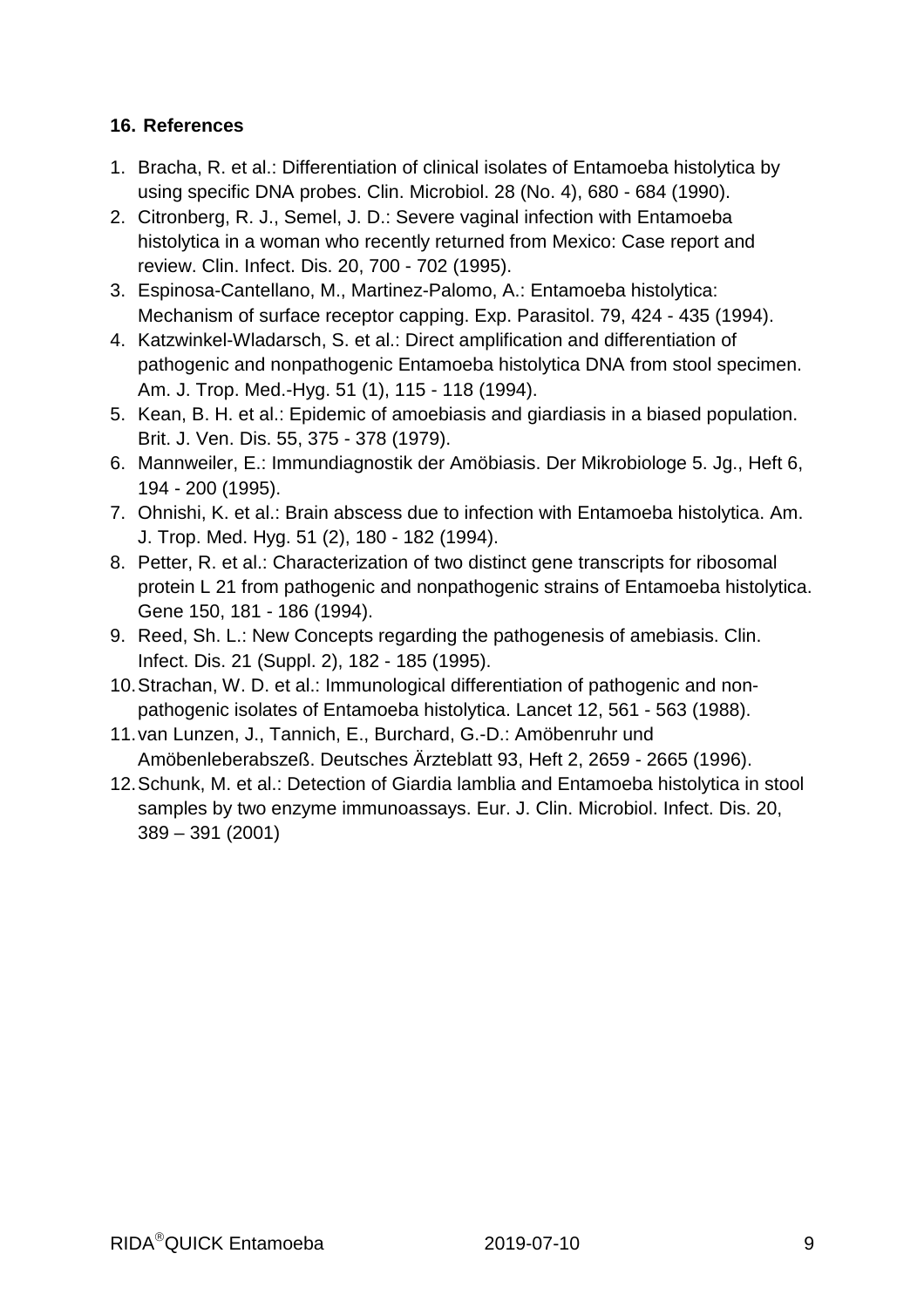## 16. References

1. Bracha, R. et al.: Differentiation of clinical isolates of Entamoeba histolytica by using specific DNA probes. Clin. Microbiol. 28 (No. 4), 680 - 684 (1990).
2. Citronberg, R. J., Semel, J. D.: Severe vaginal infection with Entamoeba histolytica in a woman who recently returned from Mexico: Case report and review. Clin. Infect. Dis. 20, 700 - 702 (1995).
3. Espinosa-Cantellano, M., Martinez-Palomo, A.: Entamoeba histolytica: Mechanism of surface receptor capping. Exp. Parasitol. 79, 424 - 435 (1994).
4. Katzwinkel-Wladarsch, S. et al.: Direct amplification and differentiation of pathogenic and nonpathogenic Entamoeba histolytica DNA from stool specimen. Am. J. Trop. Med.-Hyg. 51 (1), 115 - 118 (1994).
5. Kean, B. H. et al.: Epidemic of amoebiasis and giardiasis in a biased population. Brit. J. Ven. Dis. 55, 375 - 378 (1979).
6. Mannweiler, E.: Immundiagnostik der Amöbiasis. Der Mikrobiologe 5. Jg., Heft 6, 194 - 200 (1995).
7. Ohnishi, K. et al.: Brain abscess due to infection with Entamoeba histolytica. Am. J. Trop. Med. Hyg. 51 (2), 180 - 182 (1994).
8. Petter, R. et al.: Characterization of two distinct gene transcripts for ribosomal protein L 21 from pathogenic and nonpathogenic strains of Entamoeba histolytica. Gene 150, 181 - 186 (1994).
9. Reed, Sh. L.: New Concepts regarding the pathogenesis of amebiasis. Clin. Infect. Dis. 21 (Suppl. 2), 182 - 185 (1995).
10. Strachan, W. D. et al.: Immunological differentiation of pathogenic and non-pathogenic isolates of Entamoeba histolytica. Lancet 12, 561 - 563 (1988).
11. van Lunzen, J., Tannich, E., Burchard, G.-D.: Amöbenruhr und Amöbenleberabszeß. Deutsches Ärzteblatt 93, Heft 2, 2659 - 2665 (1996).
12. Schunk, M. et al.: Detection of Giardia lamblia and Entamoeba histolytica in stool samples by two enzyme immunoassays. Eur. J. Clin. Microbiol. Infect. Dis. 20, 389 – 391 (2001)